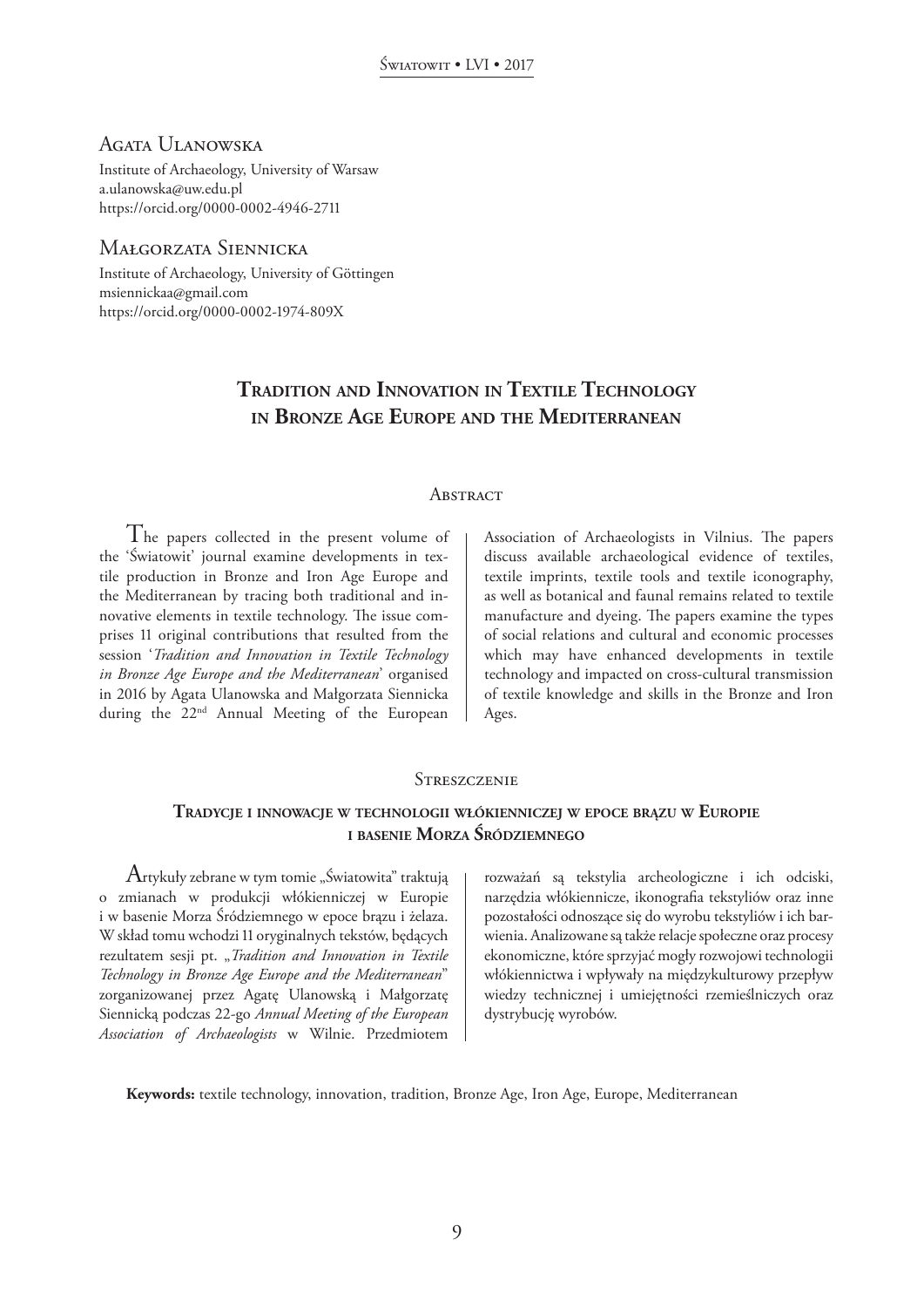Agata Ulanowska

Institute of Archaeology, University of Warsaw
a.ulanowska@uw.edu.pl
https://orcid.org/0000-0002-4946-2711

Małgorzata Siennicka

Institute of Archaeology, University of Göttingen
msiennickaa@gmail.com
https://orcid.org/0000-0002-1974-809X

# Tradition and Innovation in Textile Technology in Bronze Age Europe and the Mediterranean

## Abstract

The papers collected in the present volume of the 'Światowit' journal examine developments in textile production in Bronze and Iron Age Europe and the Mediterranean by tracing both traditional and innovative elements in textile technology. The issue comprises 11 original contributions that resulted from the session '*Tradition and Innovation in Textile Technology in Bronze Age Europe and the Mediterranean*' organised in 2016 by Agata Ulanowska and Małgorzata Siennicka during the 22nd Annual Meeting of the European Association of Archaeologists in Vilnius. The papers discuss available archaeological evidence of textiles, textile imprints, textile tools and textile iconography, as well as botanical and faunal remains related to textile manufacture and dyeing. The papers examine the types of social relations and cultural and economic processes which may have enhanced developments in textile technology and impacted on cross-cultural transmission of textile knowledge and skills in the Bronze and Iron Ages.

## Streszczenie

### Tradycje i innowacje w technologii włókienniczej w epoce brązu w Europie i basenie Morza Śródziemnego

Artykuły zebrane w tym tomie „Światowita" traktują o zmianach w produkcji włókienniczej w Europie i w basenie Morza Śródziemnego w epoce brązu i żelaza. W skład tomu wchodzi 11 oryginalnych tekstów, będących rezultatem sesji pt. „*Tradition and Innovation in Textile Technology in Bronze Age Europe and the Mediterranean*" zorganizowanej przez Agatę Ulanowską i Małgorzatę Siennicką podczas 22-go *Annual Meeting of the European Association of Archaeologists* w Wilnie. Przedmiotem rozważań są tekstylia archeologiczne i ich odciski, narzędzia włókiennicze, ikonografia tekstyliów oraz inne pozostałości odnoszące się do wyrobu tekstyliów i ich barwienia. Analizowane są także relacje społeczne oraz procesy ekonomiczne, które sprzyjać mogły rozwojowi technologii włókiennictwa i wpływały na międzykulturowy przepływ wiedzy technicznej i umiejętności rzemieślniczych oraz dystrybucję wyrobów.

**Keywords:** textile technology, innovation, tradition, Bronze Age, Iron Age, Europe, Mediterranean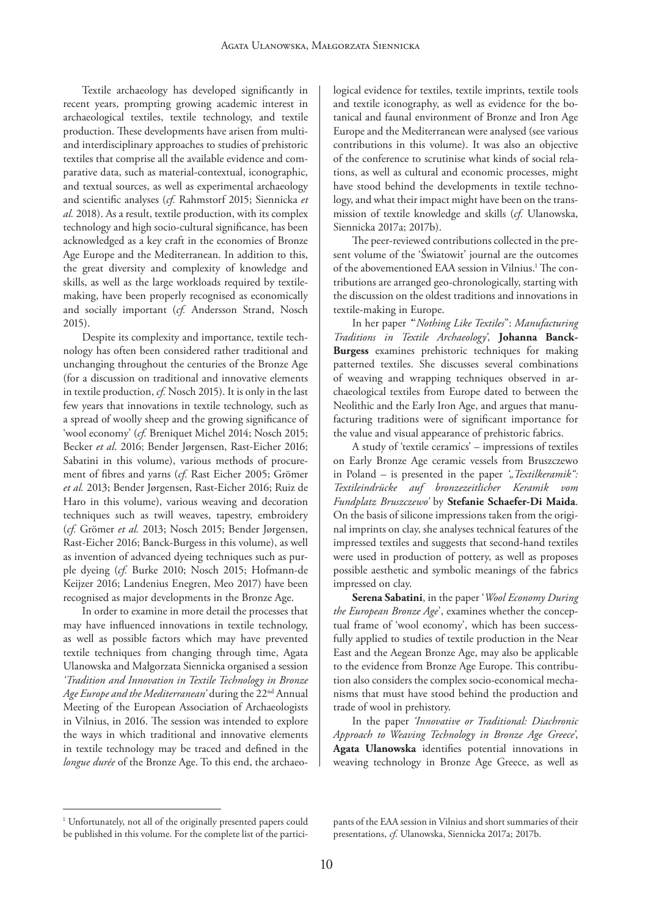Textile archaeology has developed significantly in recent years, prompting growing academic interest in archaeological textiles, textile technology, and textile production. These developments have arisen from multi- and interdisciplinary approaches to studies of prehistoric textiles that comprise all the available evidence and comparative data, such as material-contextual, iconographic, and textual sources, as well as experimental archaeology and scientific analyses (*cf.* Rahmstorf 2015; Siennicka *et al.* 2018). As a result, textile production, with its complex technology and high socio-cultural significance, has been acknowledged as a key craft in the economies of Bronze Age Europe and the Mediterranean. In addition to this, the great diversity and complexity of knowledge and skills, as well as the large workloads required by textile-making, have been properly recognised as economically and socially important (*cf.* Andersson Strand, Nosch 2015).

Despite its complexity and importance, textile technology has often been considered rather traditional and unchanging throughout the centuries of the Bronze Age (for a discussion on traditional and innovative elements in textile production, *cf.* Nosch 2015). It is only in the last few years that innovations in textile technology, such as a spread of woolly sheep and the growing significance of 'wool economy' (*cf.* Breniquet Michel 2014; Nosch 2015; Becker *et al*. 2016; Bender Jørgensen, Rast-Eicher 2016; Sabatini in this volume), various methods of procurement of fibres and yarns (*cf.* Rast Eicher 2005; Grömer *et al.* 2013; Bender Jørgensen, Rast-Eicher 2016; Ruiz de Haro in this volume), various weaving and decoration techniques such as twill weaves, tapestry, embroidery (*cf.* Grömer *et al.* 2013; Nosch 2015; Bender Jørgensen, Rast-Eicher 2016; Banck-Burgess in this volume), as well as invention of advanced dyeing techniques such as purple dyeing (*cf.* Burke 2010; Nosch 2015; Hofmann-de Keijzer 2016; Landenius Enegren, Meo 2017) have been recognised as major developments in the Bronze Age.

In order to examine in more detail the processes that may have influenced innovations in textile technology, as well as possible factors which may have prevented textile techniques from changing through time, Agata Ulanowska and Małgorzata Siennicka organised a session *'Tradition and Innovation in Textile Technology in Bronze Age Europe and the Mediterranean'* during the 22nd Annual Meeting of the European Association of Archaeologists in Vilnius, in 2016. The session was intended to explore the ways in which traditional and innovative elements in textile technology may be traced and defined in the *longue durée* of the Bronze Age. To this end, the archaeological evidence for textiles, textile imprints, textile tools and textile iconography, as well as evidence for the botanical and faunal environment of Bronze and Iron Age Europe and the Mediterranean were analysed (see various contributions in this volume). It was also an objective of the conference to scrutinise what kinds of social relations, as well as cultural and economic processes, might have stood behind the developments in textile technology, and what their impact might have been on the transmission of textile knowledge and skills (*cf.* Ulanowska, Siennicka 2017a; 2017b).

The peer-reviewed contributions collected in the present volume of the 'Światowit' journal are the outcomes of the abovementioned EAA session in Vilnius.[1] The contributions are arranged geo-chronologically, starting with the discussion on the oldest traditions and innovations in textile-making in Europe.

In her paper '"*Nothing Like Textiles*": *Manufacturing Traditions in Textile Archaeology*', **Johanna Banck-Burgess** examines prehistoric techniques for making patterned textiles. She discusses several combinations of weaving and wrapping techniques observed in archaeological textiles from Europe dated to between the Neolithic and the Early Iron Age, and argues that manufacturing traditions were of significant importance for the value and visual appearance of prehistoric fabrics.

A study of 'textile ceramics' – impressions of textiles on Early Bronze Age ceramic vessels from Bruszczewo in Poland – is presented in the paper *'„Textilkeramik": Textileindrücke auf bronzezeitlicher Keramik vom Fundplatz Bruszczewo'* by **Stefanie Schaefer-Di Maida**. On the basis of silicone impressions taken from the original imprints on clay, she analyses technical features of the impressed textiles and suggests that second-hand textiles were used in production of pottery, as well as proposes possible aesthetic and symbolic meanings of the fabrics impressed on clay.

**Serena Sabatini**, in the paper '*Wool Economy During the European Bronze Age*', examines whether the conceptual frame of 'wool economy', which has been successfully applied to studies of textile production in the Near East and the Aegean Bronze Age, may also be applicable to the evidence from Bronze Age Europe. This contribution also considers the complex socio-economical mechanisms that must have stood behind the production and trade of wool in prehistory.

In the paper *'Innovative or Traditional: Diachronic Approach to Weaving Technology in Bronze Age Greece'*, **Agata Ulanowska** identifies potential innovations in weaving technology in Bronze Age Greece, as well as

[1] Unfortunately, not all of the originally presented papers could be published in this volume. For the complete list of the participants of the EAA session in Vilnius and short summaries of their presentations, *cf.* Ulanowska, Siennicka 2017a; 2017b.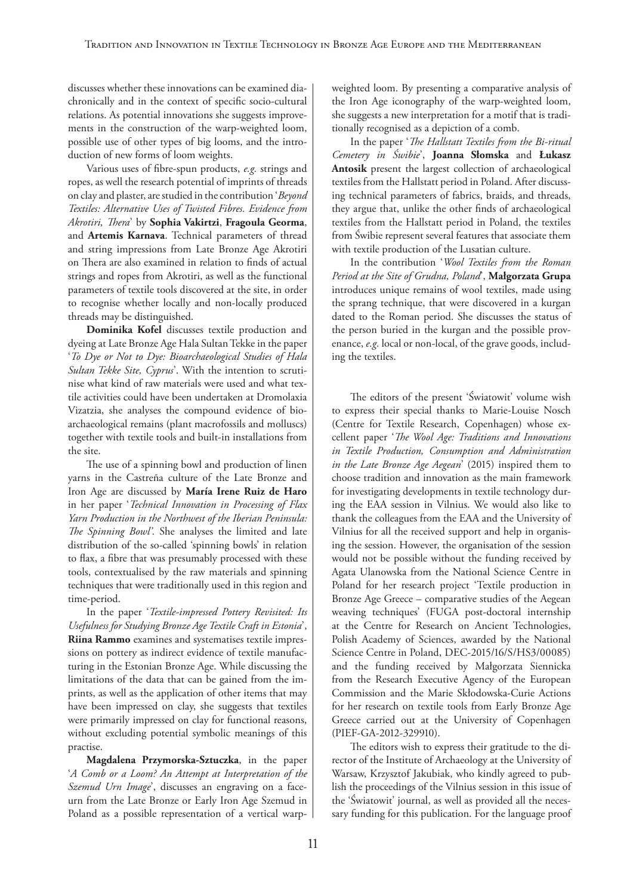discusses whether these innovations can be examined diachronically and in the context of specific socio-cultural relations. As potential innovations she suggests improvements in the construction of the warp-weighted loom, possible use of other types of big looms, and the introduction of new forms of loom weights.

Various uses of fibre-spun products, *e.g.* strings and ropes, as well the research potential of imprints of threads on clay and plaster, are studied in the contribution '*Beyond Textiles: Alternative Uses of Twisted Fibres. Evidence from Akrotiri, Thera*' by **Sophia Vakirtzi**, **Fragoula Georma**, and **Artemis Karnava**. Technical parameters of thread and string impressions from Late Bronze Age Akrotiri on Thera are also examined in relation to finds of actual strings and ropes from Akrotiri, as well as the functional parameters of textile tools discovered at the site, in order to recognise whether locally and non-locally produced threads may be distinguished.

**Dominika Kofel** discusses textile production and dyeing at Late Bronze Age Hala Sultan Tekke in the paper '*To Dye or Not to Dye: Bioarchaeological Studies of Hala Sultan Tekke Site, Cyprus*'. With the intention to scrutinise what kind of raw materials were used and what textile activities could have been undertaken at Dromolaxia Vizatzia, she analyses the compound evidence of bioarchaeological remains (plant macrofossils and molluscs) together with textile tools and built-in installations from the site.

The use of a spinning bowl and production of linen yarns in the Castreña culture of the Late Bronze and Iron Age are discussed by **María Irene Ruiz de Haro** in her paper '*Technical Innovation in Processing of Flax Yarn Production in the Northwest of the Iberian Peninsula: The Spinning Bowl'*. She analyses the limited and late distribution of the so-called 'spinning bowls' in relation to flax, a fibre that was presumably processed with these tools, contextualised by the raw materials and spinning techniques that were traditionally used in this region and time-period.

In the paper '*Textile-impressed Pottery Revisited: Its Usefulness for Studying Bronze Age Textile Craft in Estonia*', **Riina Rammo** examines and systematises textile impressions on pottery as indirect evidence of textile manufacturing in the Estonian Bronze Age. While discussing the limitations of the data that can be gained from the imprints, as well as the application of other items that may have been impressed on clay, she suggests that textiles were primarily impressed on clay for functional reasons, without excluding potential symbolic meanings of this practise.

**Magdalena Przymorska-Sztuczka**, in the paper '*A Comb or a Loom? An Attempt at Interpretation of the Szemud Urn Image*', discusses an engraving on a face-urn from the Late Bronze or Early Iron Age Szemud in Poland as a possible representation of a vertical warp-weighted loom. By presenting a comparative analysis of the Iron Age iconography of the warp-weighted loom, she suggests a new interpretation for a motif that is traditionally recognised as a depiction of a comb.

In the paper '*The Hallstatt Textiles from the Bi-ritual Cemetery in Świbie*', **Joanna Słomska** and **Łukasz Antosik** present the largest collection of archaeological textiles from the Hallstatt period in Poland. After discussing technical parameters of fabrics, braids, and threads, they argue that, unlike the other finds of archaeological textiles from the Hallstatt period in Poland, the textiles from Świbie represent several features that associate them with textile production of the Lusatian culture.

In the contribution '*Wool Textiles from the Roman Period at the Site of Grudna, Poland*', **Małgorzata Grupa** introduces unique remains of wool textiles, made using the sprang technique, that were discovered in a kurgan dated to the Roman period. She discusses the status of the person buried in the kurgan and the possible provenance, *e.g.* local or non-local, of the grave goods, including the textiles.

The editors of the present 'Światowit' volume wish to express their special thanks to Marie-Louise Nosch (Centre for Textile Research, Copenhagen) whose excellent paper '*The Wool Age: Traditions and Innovations in Textile Production, Consumption and Administration in the Late Bronze Age Aegean*' (2015) inspired them to choose tradition and innovation as the main framework for investigating developments in textile technology during the EAA session in Vilnius. We would also like to thank the colleagues from the EAA and the University of Vilnius for all the received support and help in organising the session. However, the organisation of the session would not be possible without the funding received by Agata Ulanowska from the National Science Centre in Poland for her research project 'Textile production in Bronze Age Greece – comparative studies of the Aegean weaving techniques' (FUGA post-doctoral internship at the Centre for Research on Ancient Technologies, Polish Academy of Sciences, awarded by the National Science Centre in Poland, DEC-2015/16/S/HS3/00085) and the funding received by Małgorzata Siennicka from the Research Executive Agency of the European Commission and the Marie Skłodowska-Curie Actions for her research on textile tools from Early Bronze Age Greece carried out at the University of Copenhagen (PIEF-GA-2012-329910).

The editors wish to express their gratitude to the director of the Institute of Archaeology at the University of Warsaw, Krzysztof Jakubiak, who kindly agreed to publish the proceedings of the Vilnius session in this issue of the 'Światowit' journal, as well as provided all the necessary funding for this publication. For the language proof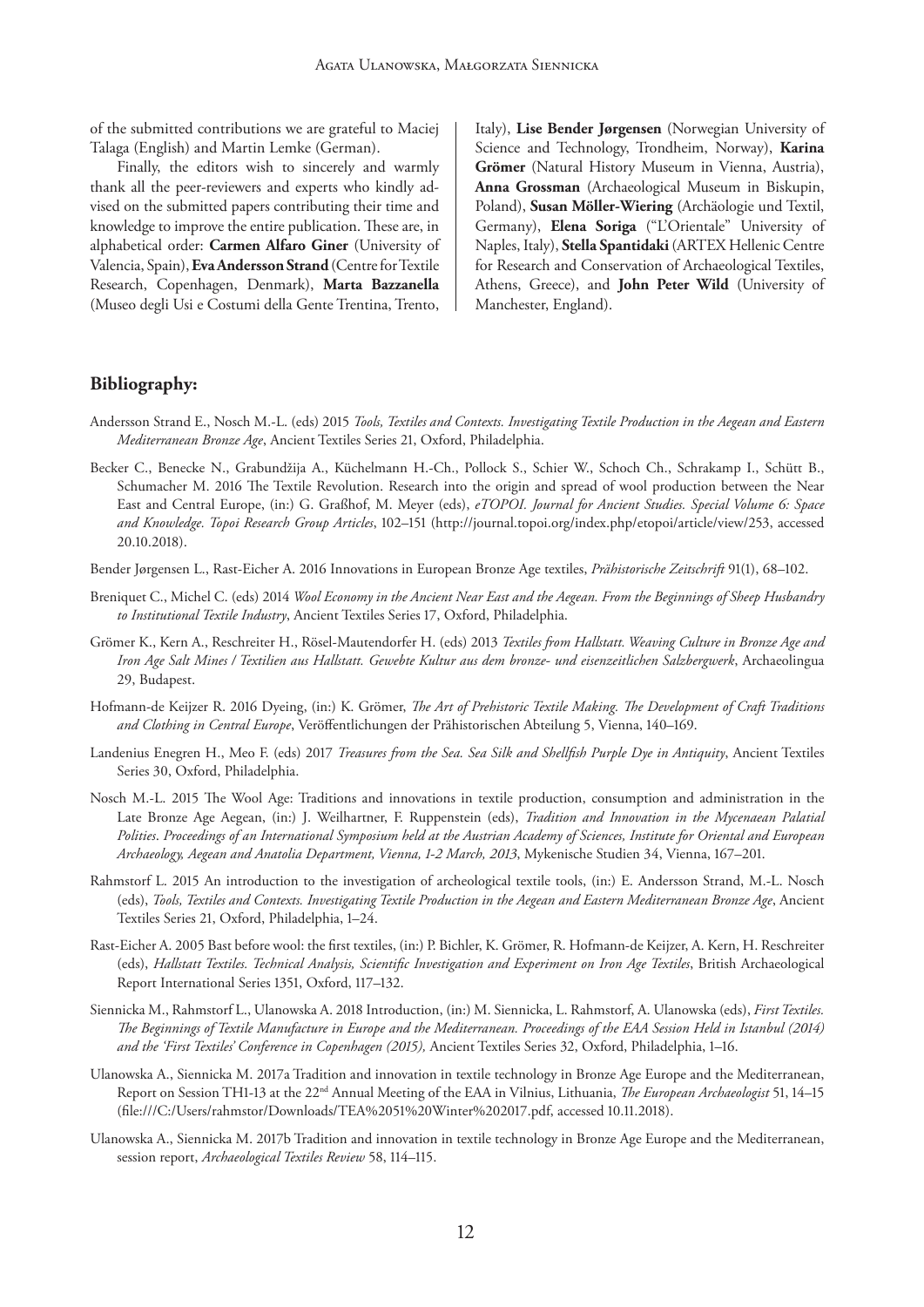of the submitted contributions we are grateful to Maciej Talaga (English) and Martin Lemke (German).

Finally, the editors wish to sincerely and warmly thank all the peer-reviewers and experts who kindly advised on the submitted papers contributing their time and knowledge to improve the entire publication. These are, in alphabetical order: **Carmen Alfaro Giner** (University of Valencia, Spain), **Eva Andersson Strand** (Centre for Textile Research, Copenhagen, Denmark), **Marta Bazzanella** (Museo degli Usi e Costumi della Gente Trentina, Trento, Italy), **Lise Bender Jørgensen** (Norwegian University of Science and Technology, Trondheim, Norway), **Karina Grömer** (Natural History Museum in Vienna, Austria), **Anna Grossman** (Archaeological Museum in Biskupin, Poland), **Susan Möller-Wiering** (Archäologie und Textil, Germany), **Elena Soriga** ("L'Orientale" University of Naples, Italy), **Stella Spantidaki** (ARTEX Hellenic Centre for Research and Conservation of Archaeological Textiles, Athens, Greece), and **John Peter Wild** (University of Manchester, England).

## Bibliography:

Andersson Strand E., Nosch M.-L. (eds) 2015 *Tools, Textiles and Contexts. Investigating Textile Production in the Aegean and Eastern Mediterranean Bronze Age*, Ancient Textiles Series 21, Oxford, Philadelphia.

Becker C., Benecke N., Grabundžija A., Küchelmann H.-Ch., Pollock S., Schier W., Schoch Ch., Schrakamp I., Schütt B., Schumacher M. 2016 The Textile Revolution. Research into the origin and spread of wool production between the Near East and Central Europe, (in:) G. Graßhof, M. Meyer (eds), *eTOPOI. Journal for Ancient Studies. Special Volume 6: Space and Knowledge. Topoi Research Group Articles*, 102–151 (http://journal.topoi.org/index.php/etopoi/article/view/253, accessed 20.10.2018).

Bender Jørgensen L., Rast-Eicher A. 2016 Innovations in European Bronze Age textiles, *Prähistorische Zeitschrift* 91(1), 68–102.

Breniquet C., Michel C. (eds) 2014 *Wool Economy in the Ancient Near East and the Aegean. From the Beginnings of Sheep Husbandry to Institutional Textile Industry*, Ancient Textiles Series 17, Oxford, Philadelphia.

Grömer K., Kern A., Reschreiter H., Rösel-Mautendorfer H. (eds) 2013 *Textiles from Hallstatt. Weaving Culture in Bronze Age and Iron Age Salt Mines / Textilien aus Hallstatt. Gewebte Kultur aus dem bronze- und eisenzeitlichen Salzbergwerk*, Archaeolingua 29, Budapest.

Hofmann-de Keijzer R. 2016 Dyeing, (in:) K. Grömer, *The Art of Prehistoric Textile Making. The Development of Craft Traditions and Clothing in Central Europe*, Veröffentlichungen der Prähistorischen Abteilung 5, Vienna, 140–169.

Landenius Enegren H., Meo F. (eds) 2017 *Treasures from the Sea. Sea Silk and Shellfish Purple Dye in Antiquity*, Ancient Textiles Series 30, Oxford, Philadelphia.

Nosch M.-L. 2015 The Wool Age: Traditions and innovations in textile production, consumption and administration in the Late Bronze Age Aegean, (in:) J. Weilhartner, F. Ruppenstein (eds), *Tradition and Innovation in the Mycenaean Palatial Polities. Proceedings of an International Symposium held at the Austrian Academy of Sciences, Institute for Oriental and European Archaeology, Aegean and Anatolia Department, Vienna, 1-2 March, 2013*, Mykenische Studien 34, Vienna, 167–201.

Rahmstorf L. 2015 An introduction to the investigation of archeological textile tools, (in:) E. Andersson Strand, M.-L. Nosch (eds), *Tools, Textiles and Contexts. Investigating Textile Production in the Aegean and Eastern Mediterranean Bronze Age*, Ancient Textiles Series 21, Oxford, Philadelphia, 1–24.

Rast-Eicher A. 2005 Bast before wool: the first textiles, (in:) P. Bichler, K. Grömer, R. Hofmann-de Keijzer, A. Kern, H. Reschreiter (eds), *Hallstatt Textiles. Technical Analysis, Scientific Investigation and Experiment on Iron Age Textiles*, British Archaeological Report International Series 1351, Oxford, 117–132.

Siennicka M., Rahmstorf L., Ulanowska A. 2018 Introduction, (in:) M. Siennicka, L. Rahmstorf, A. Ulanowska (eds), *First Textiles. The Beginnings of Textile Manufacture in Europe and the Mediterranean. Proceedings of the EAA Session Held in Istanbul (2014) and the 'First Textiles' Conference in Copenhagen (2015),* Ancient Textiles Series 32, Oxford, Philadelphia, 1–16.

Ulanowska A., Siennicka M. 2017a Tradition and innovation in textile technology in Bronze Age Europe and the Mediterranean, Report on Session TH1-13 at the 22nd Annual Meeting of the EAA in Vilnius, Lithuania, *The European Archaeologist* 51, 14–15 (file:///C:/Users/rahmstor/Downloads/TEA%2051%20Winter%202017.pdf, accessed 10.11.2018).

Ulanowska A., Siennicka M. 2017b Tradition and innovation in textile technology in Bronze Age Europe and the Mediterranean, session report, *Archaeological Textiles Review* 58, 114–115.